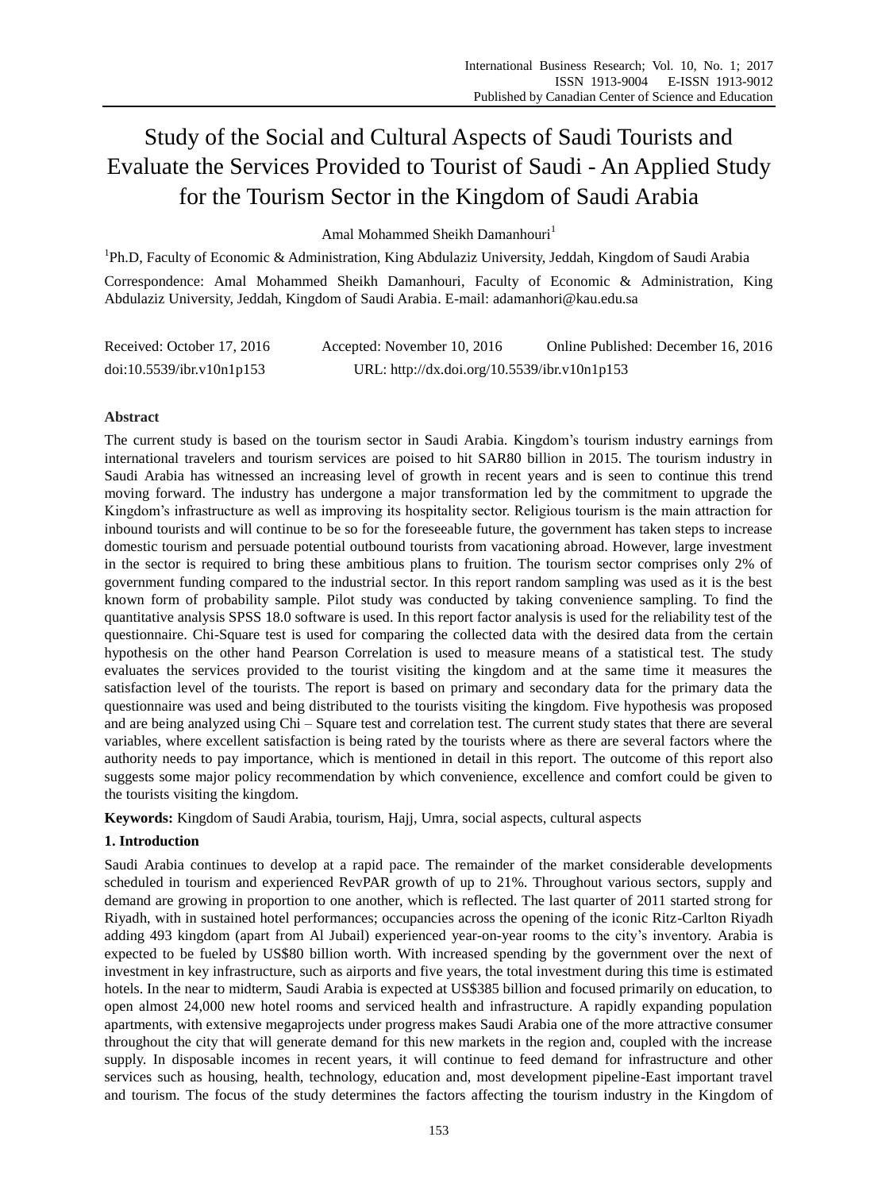# Study of the Social and Cultural Aspects of Saudi Tourists and Evaluate the Services Provided to Tourist of Saudi - An Applied Study for the Tourism Sector in the Kingdom of Saudi Arabia

Amal Mohammed Sheikh Damanhouri[1]

[1]Ph.D, Faculty of Economic & Administration, King Abdulaziz University, Jeddah, Kingdom of Saudi Arabia

Correspondence: Amal Mohammed Sheikh Damanhouri, Faculty of Economic & Administration, King Abdulaziz University, Jeddah, Kingdom of Saudi Arabia. E-mail: adamanhori@kau.edu.sa

Received: October 17, 2016    Accepted: November 10, 2016    Online Published: December 16, 2016

doi:10.5539/ibr.v10n1p153    URL: http://dx.doi.org/10.5539/ibr.v10n1p153

## Abstract

The current study is based on the tourism sector in Saudi Arabia. Kingdom's tourism industry earnings from international travelers and tourism services are poised to hit SAR80 billion in 2015. The tourism industry in Saudi Arabia has witnessed an increasing level of growth in recent years and is seen to continue this trend moving forward. The industry has undergone a major transformation led by the commitment to upgrade the Kingdom's infrastructure as well as improving its hospitality sector. Religious tourism is the main attraction for inbound tourists and will continue to be so for the foreseeable future, the government has taken steps to increase domestic tourism and persuade potential outbound tourists from vacationing abroad. However, large investment in the sector is required to bring these ambitious plans to fruition. The tourism sector comprises only 2% of government funding compared to the industrial sector. In this report random sampling was used as it is the best known form of probability sample. Pilot study was conducted by taking convenience sampling. To find the quantitative analysis SPSS 18.0 software is used. In this report factor analysis is used for the reliability test of the questionnaire. Chi-Square test is used for comparing the collected data with the desired data from the certain hypothesis on the other hand Pearson Correlation is used to measure means of a statistical test. The study evaluates the services provided to the tourist visiting the kingdom and at the same time it measures the satisfaction level of the tourists. The report is based on primary and secondary data for the primary data the questionnaire was used and being distributed to the tourists visiting the kingdom. Five hypothesis was proposed and are being analyzed using Chi – Square test and correlation test. The current study states that there are several variables, where excellent satisfaction is being rated by the tourists where as there are several factors where the authority needs to pay importance, which is mentioned in detail in this report. The outcome of this report also suggests some major policy recommendation by which convenience, excellence and comfort could be given to the tourists visiting the kingdom.

**Keywords:** Kingdom of Saudi Arabia, tourism, Hajj, Umra, social aspects, cultural aspects

## 1. Introduction

Saudi Arabia continues to develop at a rapid pace. The remainder of the market considerable developments scheduled in tourism and experienced RevPAR growth of up to 21%. Throughout various sectors, supply and demand are growing in proportion to one another, which is reflected. The last quarter of 2011 started strong for Riyadh, with in sustained hotel performances; occupancies across the opening of the iconic Ritz-Carlton Riyadh adding 493 kingdom (apart from Al Jubail) experienced year-on-year rooms to the city's inventory. Arabia is expected to be fueled by US$80 billion worth. With increased spending by the government over the next of investment in key infrastructure, such as airports and five years, the total investment during this time is estimated hotels. In the near to midterm, Saudi Arabia is expected at US$385 billion and focused primarily on education, to open almost 24,000 new hotel rooms and serviced health and infrastructure. A rapidly expanding population apartments, with extensive megaprojects under progress makes Saudi Arabia one of the more attractive consumer throughout the city that will generate demand for this new markets in the region and, coupled with the increase supply. In disposable incomes in recent years, it will continue to feed demand for infrastructure and other services such as housing, health, technology, education and, most development pipeline-East important travel and tourism. The focus of the study determines the factors affecting the tourism industry in the Kingdom of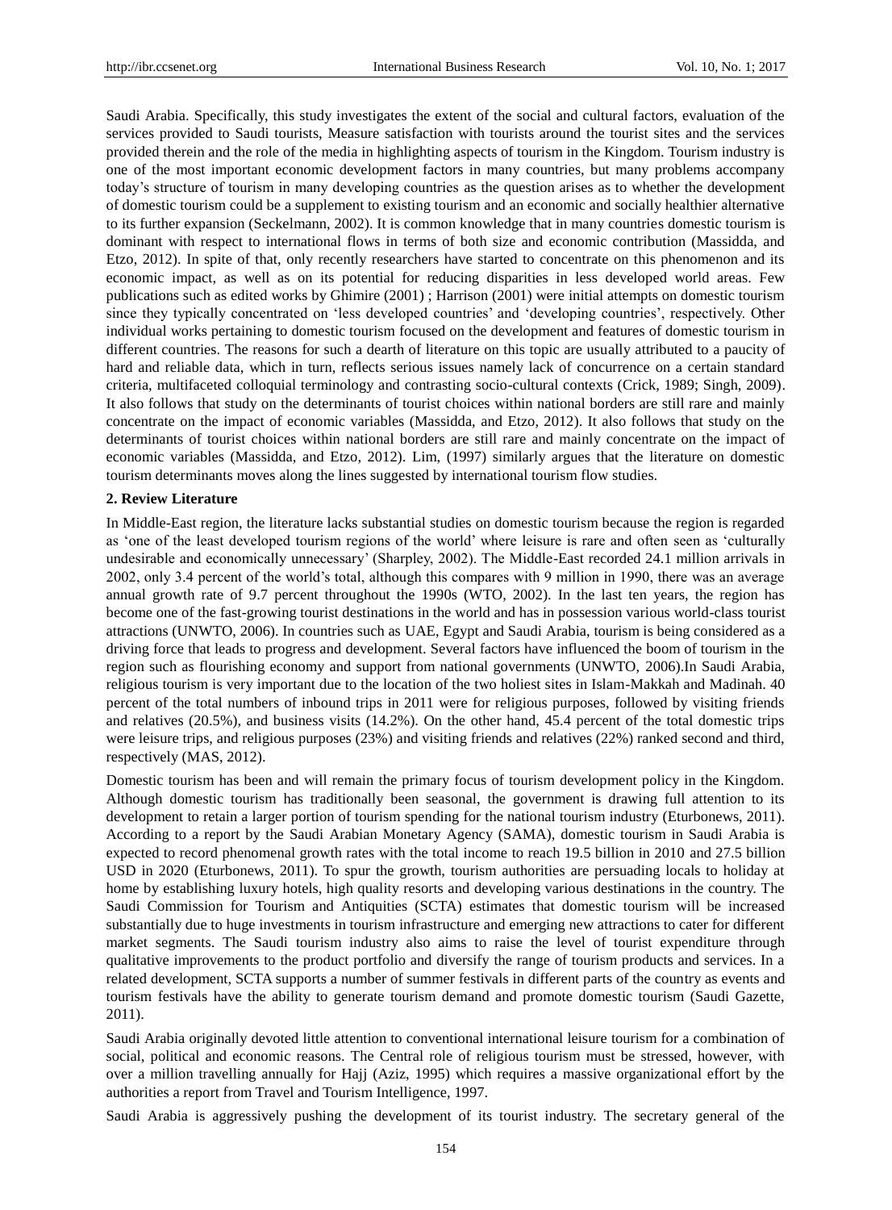Saudi Arabia. Specifically, this study investigates the extent of the social and cultural factors, evaluation of the services provided to Saudi tourists, Measure satisfaction with tourists around the tourist sites and the services provided therein and the role of the media in highlighting aspects of tourism in the Kingdom. Tourism industry is one of the most important economic development factors in many countries, but many problems accompany today's structure of tourism in many developing countries as the question arises as to whether the development of domestic tourism could be a supplement to existing tourism and an economic and socially healthier alternative to its further expansion (Seckelmann, 2002). It is common knowledge that in many countries domestic tourism is dominant with respect to international flows in terms of both size and economic contribution (Massidda, and Etzo, 2012). In spite of that, only recently researchers have started to concentrate on this phenomenon and its economic impact, as well as on its potential for reducing disparities in less developed world areas. Few publications such as edited works by Ghimire (2001) ; Harrison (2001) were initial attempts on domestic tourism since they typically concentrated on 'less developed countries' and 'developing countries', respectively. Other individual works pertaining to domestic tourism focused on the development and features of domestic tourism in different countries. The reasons for such a dearth of literature on this topic are usually attributed to a paucity of hard and reliable data, which in turn, reflects serious issues namely lack of concurrence on a certain standard criteria, multifaceted colloquial terminology and contrasting socio-cultural contexts (Crick, 1989; Singh, 2009). It also follows that study on the determinants of tourist choices within national borders are still rare and mainly concentrate on the impact of economic variables (Massidda, and Etzo, 2012). It also follows that study on the determinants of tourist choices within national borders are still rare and mainly concentrate on the impact of economic variables (Massidda, and Etzo, 2012). Lim, (1997) similarly argues that the literature on domestic tourism determinants moves along the lines suggested by international tourism flow studies.

## 2. Review Literature

In Middle-East region, the literature lacks substantial studies on domestic tourism because the region is regarded as 'one of the least developed tourism regions of the world' where leisure is rare and often seen as 'culturally undesirable and economically unnecessary' (Sharpley, 2002). The Middle-East recorded 24.1 million arrivals in 2002, only 3.4 percent of the world's total, although this compares with 9 million in 1990, there was an average annual growth rate of 9.7 percent throughout the 1990s (WTO, 2002). In the last ten years, the region has become one of the fast-growing tourist destinations in the world and has in possession various world-class tourist attractions (UNWTO, 2006). In countries such as UAE, Egypt and Saudi Arabia, tourism is being considered as a driving force that leads to progress and development. Several factors have influenced the boom of tourism in the region such as flourishing economy and support from national governments (UNWTO, 2006).In Saudi Arabia, religious tourism is very important due to the location of the two holiest sites in Islam-Makkah and Madinah. 40 percent of the total numbers of inbound trips in 2011 were for religious purposes, followed by visiting friends and relatives (20.5%), and business visits (14.2%). On the other hand, 45.4 percent of the total domestic trips were leisure trips, and religious purposes (23%) and visiting friends and relatives (22%) ranked second and third, respectively (MAS, 2012).

Domestic tourism has been and will remain the primary focus of tourism development policy in the Kingdom. Although domestic tourism has traditionally been seasonal, the government is drawing full attention to its development to retain a larger portion of tourism spending for the national tourism industry (Eturbonews, 2011). According to a report by the Saudi Arabian Monetary Agency (SAMA), domestic tourism in Saudi Arabia is expected to record phenomenal growth rates with the total income to reach 19.5 billion in 2010 and 27.5 billion USD in 2020 (Eturbonews, 2011). To spur the growth, tourism authorities are persuading locals to holiday at home by establishing luxury hotels, high quality resorts and developing various destinations in the country. The Saudi Commission for Tourism and Antiquities (SCTA) estimates that domestic tourism will be increased substantially due to huge investments in tourism infrastructure and emerging new attractions to cater for different market segments. The Saudi tourism industry also aims to raise the level of tourist expenditure through qualitative improvements to the product portfolio and diversify the range of tourism products and services. In a related development, SCTA supports a number of summer festivals in different parts of the country as events and tourism festivals have the ability to generate tourism demand and promote domestic tourism (Saudi Gazette, 2011).

Saudi Arabia originally devoted little attention to conventional international leisure tourism for a combination of social, political and economic reasons. The Central role of religious tourism must be stressed, however, with over a million travelling annually for Hajj (Aziz, 1995) which requires a massive organizational effort by the authorities a report from Travel and Tourism Intelligence, 1997.

Saudi Arabia is aggressively pushing the development of its tourist industry. The secretary general of the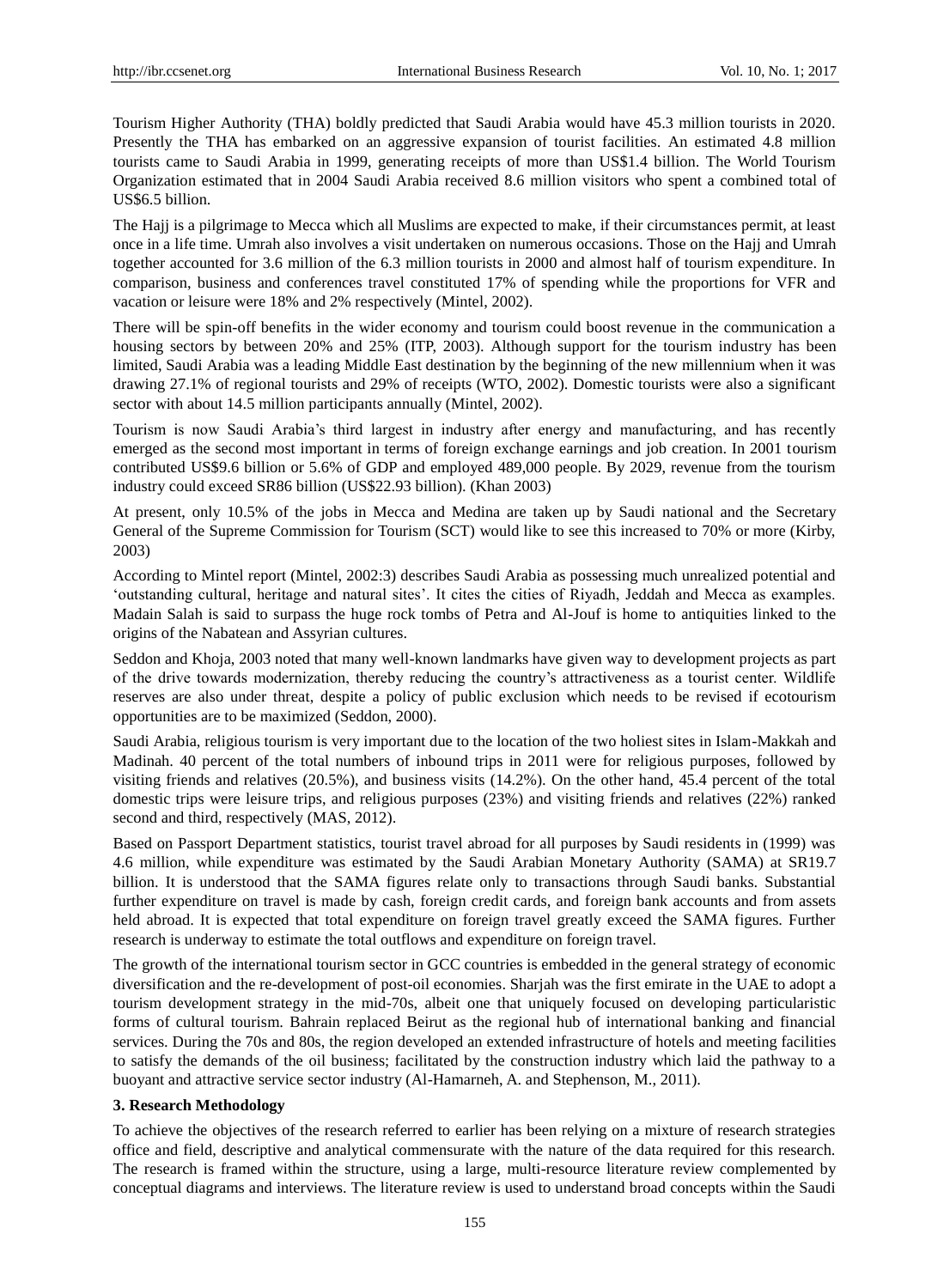Tourism Higher Authority (THA) boldly predicted that Saudi Arabia would have 45.3 million tourists in 2020. Presently the THA has embarked on an aggressive expansion of tourist facilities. An estimated 4.8 million tourists came to Saudi Arabia in 1999, generating receipts of more than US$1.4 billion. The World Tourism Organization estimated that in 2004 Saudi Arabia received 8.6 million visitors who spent a combined total of US$6.5 billion.

The Hajj is a pilgrimage to Mecca which all Muslims are expected to make, if their circumstances permit, at least once in a life time. Umrah also involves a visit undertaken on numerous occasions. Those on the Hajj and Umrah together accounted for 3.6 million of the 6.3 million tourists in 2000 and almost half of tourism expenditure. In comparison, business and conferences travel constituted 17% of spending while the proportions for VFR and vacation or leisure were 18% and 2% respectively (Mintel, 2002).

There will be spin-off benefits in the wider economy and tourism could boost revenue in the communication a housing sectors by between 20% and 25% (ITP, 2003). Although support for the tourism industry has been limited, Saudi Arabia was a leading Middle East destination by the beginning of the new millennium when it was drawing 27.1% of regional tourists and 29% of receipts (WTO, 2002). Domestic tourists were also a significant sector with about 14.5 million participants annually (Mintel, 2002).

Tourism is now Saudi Arabia's third largest in industry after energy and manufacturing, and has recently emerged as the second most important in terms of foreign exchange earnings and job creation. In 2001 tourism contributed US$9.6 billion or 5.6% of GDP and employed 489,000 people. By 2029, revenue from the tourism industry could exceed SR86 billion (US$22.93 billion). (Khan 2003)

At present, only 10.5% of the jobs in Mecca and Medina are taken up by Saudi national and the Secretary General of the Supreme Commission for Tourism (SCT) would like to see this increased to 70% or more (Kirby, 2003)

According to Mintel report (Mintel, 2002:3) describes Saudi Arabia as possessing much unrealized potential and 'outstanding cultural, heritage and natural sites'. It cites the cities of Riyadh, Jeddah and Mecca as examples. Madain Salah is said to surpass the huge rock tombs of Petra and Al-Jouf is home to antiquities linked to the origins of the Nabatean and Assyrian cultures.

Seddon and Khoja, 2003 noted that many well-known landmarks have given way to development projects as part of the drive towards modernization, thereby reducing the country's attractiveness as a tourist center. Wildlife reserves are also under threat, despite a policy of public exclusion which needs to be revised if ecotourism opportunities are to be maximized (Seddon, 2000).

Saudi Arabia, religious tourism is very important due to the location of the two holiest sites in Islam-Makkah and Madinah. 40 percent of the total numbers of inbound trips in 2011 were for religious purposes, followed by visiting friends and relatives (20.5%), and business visits (14.2%). On the other hand, 45.4 percent of the total domestic trips were leisure trips, and religious purposes (23%) and visiting friends and relatives (22%) ranked second and third, respectively (MAS, 2012).

Based on Passport Department statistics, tourist travel abroad for all purposes by Saudi residents in (1999) was 4.6 million, while expenditure was estimated by the Saudi Arabian Monetary Authority (SAMA) at SR19.7 billion. It is understood that the SAMA figures relate only to transactions through Saudi banks. Substantial further expenditure on travel is made by cash, foreign credit cards, and foreign bank accounts and from assets held abroad. It is expected that total expenditure on foreign travel greatly exceed the SAMA figures. Further research is underway to estimate the total outflows and expenditure on foreign travel.

The growth of the international tourism sector in GCC countries is embedded in the general strategy of economic diversification and the re-development of post-oil economies. Sharjah was the first emirate in the UAE to adopt a tourism development strategy in the mid-70s, albeit one that uniquely focused on developing particularistic forms of cultural tourism. Bahrain replaced Beirut as the regional hub of international banking and financial services. During the 70s and 80s, the region developed an extended infrastructure of hotels and meeting facilities to satisfy the demands of the oil business; facilitated by the construction industry which laid the pathway to a buoyant and attractive service sector industry (Al-Hamarneh, A. and Stephenson, M., 2011).

## 3. Research Methodology

To achieve the objectives of the research referred to earlier has been relying on a mixture of research strategies office and field, descriptive and analytical commensurate with the nature of the data required for this research. The research is framed within the structure, using a large, multi-resource literature review complemented by conceptual diagrams and interviews. The literature review is used to understand broad concepts within the Saudi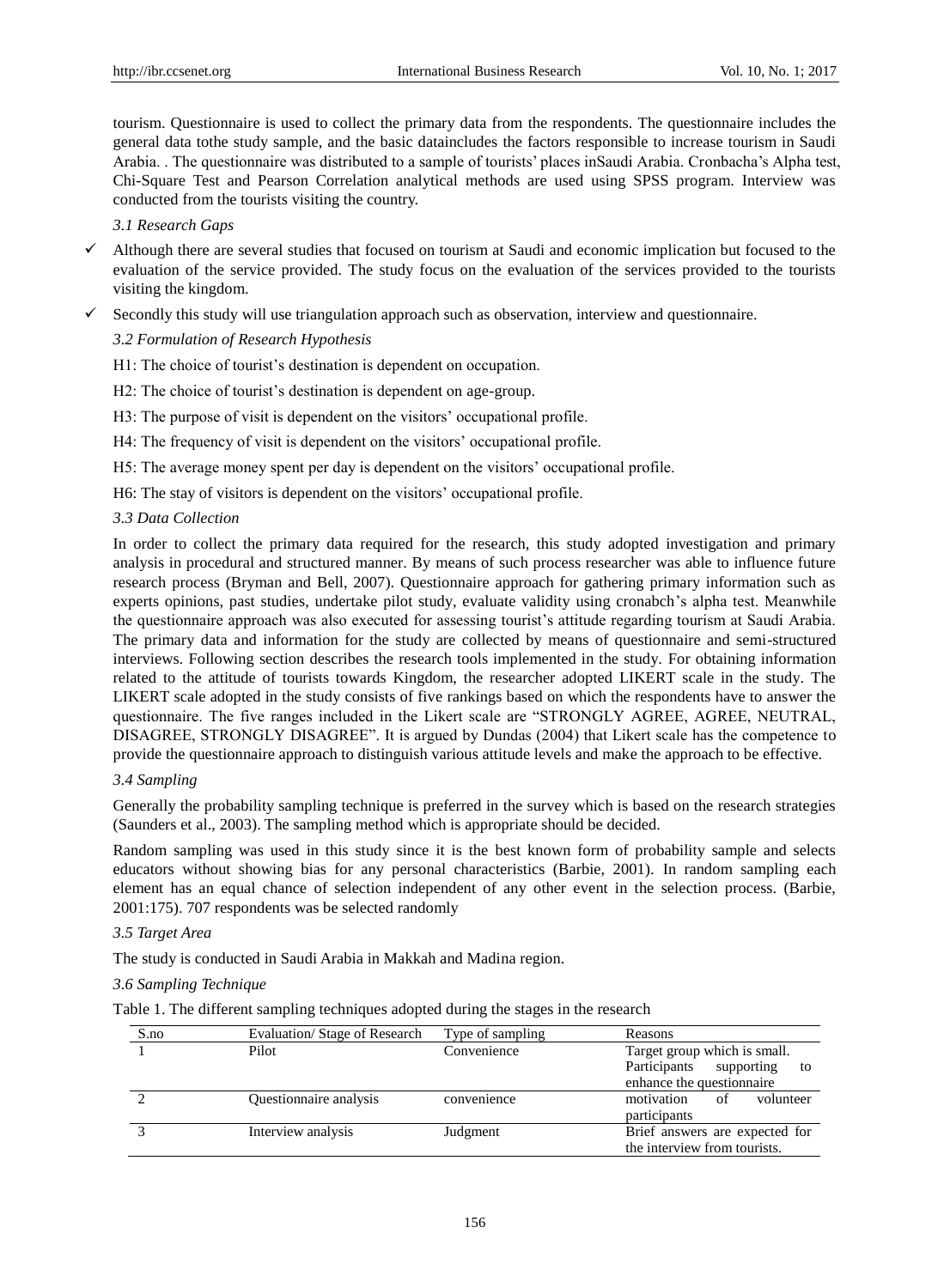tourism. Questionnaire is used to collect the primary data from the respondents. The questionnaire includes the general data tothe study sample, and the basic dataincludes the factors responsible to increase tourism in Saudi Arabia. . The questionnaire was distributed to a sample of tourists' places inSaudi Arabia. Cronbacha's Alpha test, Chi-Square Test and Pearson Correlation analytical methods are used using SPSS program. Interview was conducted from the tourists visiting the country.

### *3.1 Research Gaps*

- ✓ Although there are several studies that focused on tourism at Saudi and economic implication but focused to the evaluation of the service provided. The study focus on the evaluation of the services provided to the tourists visiting the kingdom.
- ✓ Secondly this study will use triangulation approach such as observation, interview and questionnaire.

### *3.2 Formulation of Research Hypothesis*

H1: The choice of tourist's destination is dependent on occupation.

H2: The choice of tourist's destination is dependent on age-group.

H3: The purpose of visit is dependent on the visitors' occupational profile.

H4: The frequency of visit is dependent on the visitors' occupational profile.

H5: The average money spent per day is dependent on the visitors' occupational profile.

H6: The stay of visitors is dependent on the visitors' occupational profile.

### *3.3 Data Collection*

In order to collect the primary data required for the research, this study adopted investigation and primary analysis in procedural and structured manner. By means of such process researcher was able to influence future research process (Bryman and Bell, 2007). Questionnaire approach for gathering primary information such as experts opinions, past studies, undertake pilot study, evaluate validity using cronabch's alpha test. Meanwhile the questionnaire approach was also executed for assessing tourist's attitude regarding tourism at Saudi Arabia. The primary data and information for the study are collected by means of questionnaire and semi-structured interviews. Following section describes the research tools implemented in the study. For obtaining information related to the attitude of tourists towards Kingdom, the researcher adopted LIKERT scale in the study. The LIKERT scale adopted in the study consists of five rankings based on which the respondents have to answer the questionnaire. The five ranges included in the Likert scale are "STRONGLY AGREE, AGREE, NEUTRAL, DISAGREE, STRONGLY DISAGREE". It is argued by Dundas (2004) that Likert scale has the competence to provide the questionnaire approach to distinguish various attitude levels and make the approach to be effective.

### *3.4 Sampling*

Generally the probability sampling technique is preferred in the survey which is based on the research strategies (Saunders et al., 2003). The sampling method which is appropriate should be decided.

Random sampling was used in this study since it is the best known form of probability sample and selects educators without showing bias for any personal characteristics (Barbie, 2001). In random sampling each element has an equal chance of selection independent of any other event in the selection process. (Barbie, 2001:175). 707 respondents was be selected randomly

### *3.5 Target Area*

The study is conducted in Saudi Arabia in Makkah and Madina region.

### *3.6 Sampling Technique*

Table 1. The different sampling techniques adopted during the stages in the research

| S.no | Evaluation/ Stage of Research | Type of sampling | Reasons |
|---|---|---|---|
| 1 | Pilot | Convenience | Target group which is small. Participants supporting to enhance the questionnaire |
| 2 | Questionnaire analysis | convenience | motivation of volunteer participants |
| 3 | Interview analysis | Judgment | Brief answers are expected for the interview from tourists. |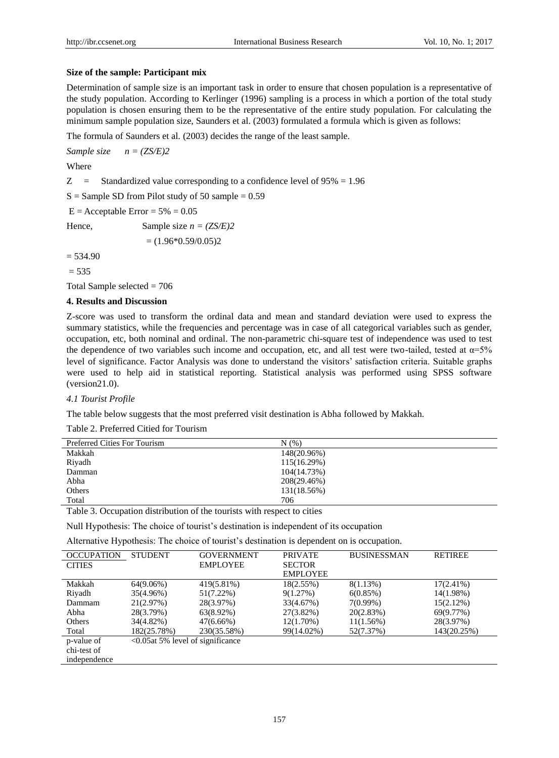**Size of the sample: Participant mix**

Determination of sample size is an important task in order to ensure that chosen population is a representative of the study population. According to Kerlinger (1996) sampling is a process in which a portion of the total study population is chosen ensuring them to be the representative of the entire study population. For calculating the minimum sample population size, Saunders et al. (2003) formulated a formula which is given as follows:

The formula of Saunders et al. (2003) decides the range of the least sample.

*Sample size* $n = (ZS/E)2$

Where

Z = Standardized value corresponding to a confidence level of 95% = 1.96

S = Sample SD from Pilot study of 50 sample = 0.59

E = Acceptable Error = 5% = 0.05

Hence, Sample size $n = (ZS/E)2$

= (1.96*0.59/0.05)2

= 534.90

= 535

Total Sample selected = 706

## 4. Results and Discussion

Z-score was used to transform the ordinal data and mean and standard deviation were used to express the summary statistics, while the frequencies and percentage was in case of all categorical variables such as gender, occupation, etc, both nominal and ordinal. The non-parametric chi-square test of independence was used to test the dependence of two variables such income and occupation, etc, and all test were two-tailed, tested at $\alpha$=5% level of significance. Factor Analysis was done to understand the visitors' satisfaction criteria. Suitable graphs were used to help aid in statistical reporting. Statistical analysis was performed using SPSS software (version21.0).

### *4.1 Tourist Profile*

The table below suggests that the most preferred visit destination is Abha followed by Makkah.

Table 2. Preferred Citied for Tourism

| Preferred Cities For Tourism | N (%) |
|---|---|
| Makkah | 148(20.96%) |
| Riyadh | 115(16.29%) |
| Damman | 104(14.73%) |
| Abha | 208(29.46%) |
| Others | 131(18.56%) |
| Total | 706 |

Table 3. Occupation distribution of the tourists with respect to cities

Null Hypothesis: The choice of tourist's destination is independent of its occupation

Alternative Hypothesis: The choice of tourist's destination is dependent on is occupation.

| OCCUPATION CITIES | STUDENT | GOVERNMENT EMPLOYEE | PRIVATE SECTOR EMPLOYEE | BUSINESSMAN | RETIREE |
|---|---|---|---|---|---|
| Makkah | 64(9.06%) | 419(5.81%) | 18(2.55%) | 8(1.13%) | 17(2.41%) |
| Riyadh | 35(4.96%) | 51(7.22%) | 9(1.27%) | 6(0.85%) | 14(1.98%) |
| Dammam | 21(2.97%) | 28(3.97%) | 33(4.67%) | 7(0.99%) | 15(2.12%) |
| Abha | 28(3.79%) | 63(8.92%) | 27(3.82%) | 20(2.83%) | 69(9.77%) |
| Others | 34(4.82%) | 47(6.66%) | 12(1.70%) | 11(1.56%) | 28(3.97%) |
| Total | 182(25.78%) | 230(35.58%) | 99(14.02%) | 52(7.37%) | 143(20.25%) |
| p-value of chi-test of independence | <0.05at 5% level of significance | | | | |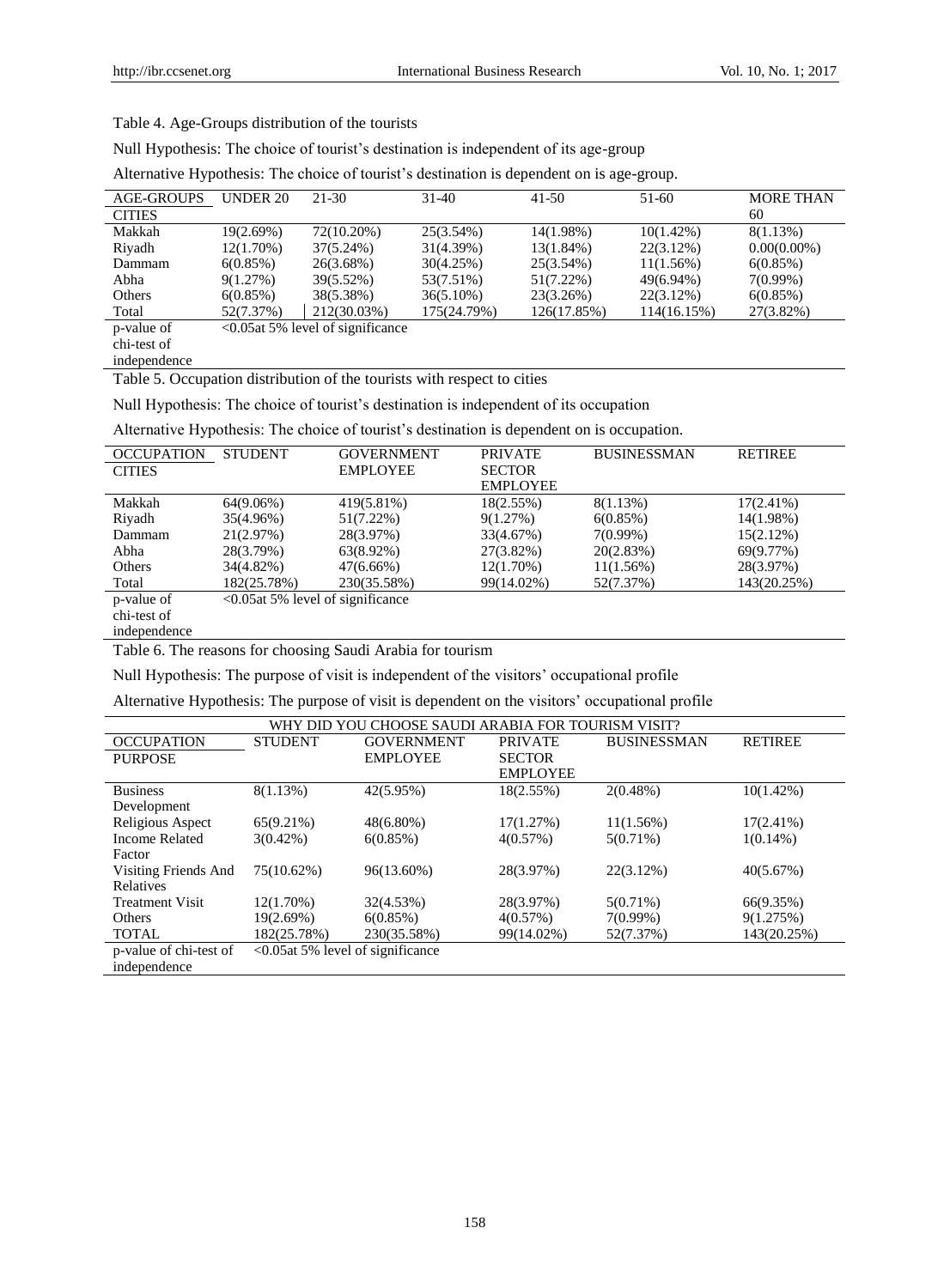Table 4. Age-Groups distribution of the tourists

Null Hypothesis: The choice of tourist's destination is independent of its age-group

Alternative Hypothesis: The choice of tourist's destination is dependent on is age-group.

| AGE-GROUPS<br>CITIES | UNDER 20 | 21-30 | 31-40 | 41-50 | 51-60 | MORE THAN 60 |
|---|---|---|---|---|---|---|
| Makkah | 19(2.69%) | 72(10.20%) | 25(3.54%) | 14(1.98%) | 10(1.42%) | 8(1.13%) |
| Riyadh | 12(1.70%) | 37(5.24%) | 31(4.39%) | 13(1.84%) | 22(3.12%) | 0.00(0.00%) |
| Dammam | 6(0.85%) | 26(3.68%) | 30(4.25%) | 25(3.54%) | 11(1.56%) | 6(0.85%) |
| Abha | 9(1.27%) | 39(5.52%) | 53(7.51%) | 51(7.22%) | 49(6.94%) | 7(0.99%) |
| Others | 6(0.85%) | 38(5.38%) | 36(5.10%) | 23(3.26%) | 22(3.12%) | 6(0.85%) |
| Total | 52(7.37%) | 212(30.03%) | 175(24.79%) | 126(17.85%) | 114(16.15%) | 27(3.82%) |
| p-value of chi-test of independence | <0.05at 5% level of significance | | | | | |

Table 5. Occupation distribution of the tourists with respect to cities

Null Hypothesis: The choice of tourist's destination is independent of its occupation

Alternative Hypothesis: The choice of tourist's destination is dependent on is occupation.

| OCCUPATION<br>CITIES | STUDENT | GOVERNMENT EMPLOYEE | PRIVATE SECTOR EMPLOYEE | BUSINESSMAN | RETIREE |
|---|---|---|---|---|---|
| Makkah | 64(9.06%) | 419(5.81%) | 18(2.55%) | 8(1.13%) | 17(2.41%) |
| Riyadh | 35(4.96%) | 51(7.22%) | 9(1.27%) | 6(0.85%) | 14(1.98%) |
| Dammam | 21(2.97%) | 28(3.97%) | 33(4.67%) | 7(0.99%) | 15(2.12%) |
| Abha | 28(3.79%) | 63(8.92%) | 27(3.82%) | 20(2.83%) | 69(9.77%) |
| Others | 34(4.82%) | 47(6.66%) | 12(1.70%) | 11(1.56%) | 28(3.97%) |
| Total | 182(25.78%) | 230(35.58%) | 99(14.02%) | 52(7.37%) | 143(20.25%) |
| p-value of chi-test of independence | <0.05at 5% level of significance | | | | |

Table 6. The reasons for choosing Saudi Arabia for tourism

Null Hypothesis: The purpose of visit is independent of the visitors' occupational profile

Alternative Hypothesis: The purpose of visit is dependent on the visitors' occupational profile

| WHY DID YOU CHOOSE SAUDI ARABIA FOR TOURISM VISIT? | | | | | |
|---|---|---|---|---|---|
| OCCUPATION<br>PURPOSE | STUDENT | GOVERNMENT EMPLOYEE | PRIVATE SECTOR EMPLOYEE | BUSINESSMAN | RETIREE |
| Business Development | 8(1.13%) | 42(5.95%) | 18(2.55%) | 2(0.48%) | 10(1.42%) |
| Religious Aspect | 65(9.21%) | 48(6.80%) | 17(1.27%) | 11(1.56%) | 17(2.41%) |
| Income Related Factor | 3(0.42%) | 6(0.85%) | 4(0.57%) | 5(0.71%) | 1(0.14%) |
| Visiting Friends And Relatives | 75(10.62%) | 96(13.60%) | 28(3.97%) | 22(3.12%) | 40(5.67%) |
| Treatment Visit | 12(1.70%) | 32(4.53%) | 28(3.97%) | 5(0.71%) | 66(9.35%) |
| Others | 19(2.69%) | 6(0.85%) | 4(0.57%) | 7(0.99%) | 9(1.275%) |
| TOTAL | 182(25.78%) | 230(35.58%) | 99(14.02%) | 52(7.37%) | 143(20.25%) |
| p-value of chi-test of independence | <0.05at 5% level of significance | | | | |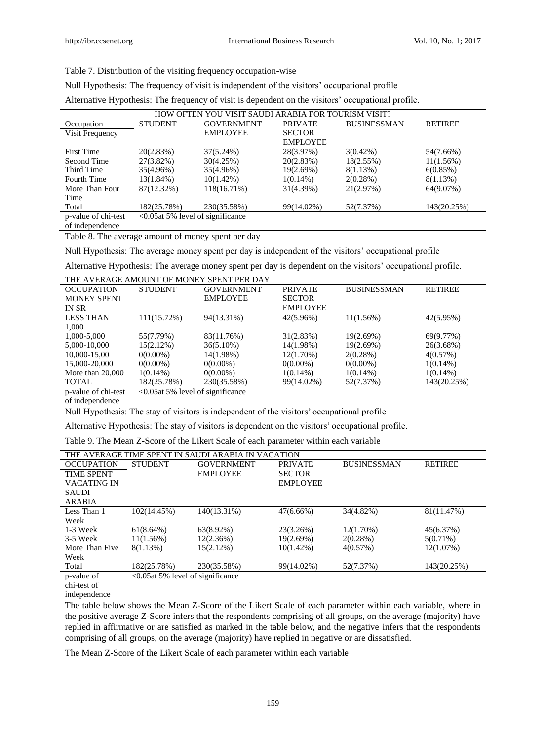Table 7. Distribution of the visiting frequency occupation-wise

Null Hypothesis: The frequency of visit is independent of the visitors' occupational profile

Alternative Hypothesis: The frequency of visit is dependent on the visitors' occupational profile.

| HOW OFTEN YOU VISIT SAUDI ARABIA FOR TOURISM VISIT? | | | | | |
|---|---|---|---|---|---|
| Occupation / Visit Frequency | STUDENT | GOVERNMENT EMPLOYEE | PRIVATE SECTOR EMPLOYEE | BUSINESSMAN | RETIREE |
| First Time | 20(2.83%) | 37(5.24%) | 28(3.97%) | 3(0.42%) | 54(7.66%) |
| Second Time | 27(3.82%) | 30(4.25%) | 20(2.83%) | 18(2.55%) | 11(1.56%) |
| Third Time | 35(4.96%) | 35(4.96%) | 19(2.69%) | 8(1.13%) | 6(0.85%) |
| Fourth Time | 13(1.84%) | 10(1.42%) | 1(0.14%) | 2(0.28%) | 8(1.13%) |
| More Than Four Time | 87(12.32%) | 118(16.71%) | 31(4.39%) | 21(2.97%) | 64(9.07%) |
| Total | 182(25.78%) | 230(35.58%) | 99(14.02%) | 52(7.37%) | 143(20.25%) |
| p-value of chi-test of independence | <0.05at 5% level of significance | | | | |

Table 8. The average amount of money spent per day

Null Hypothesis: The average money spent per day is independent of the visitors' occupational profile

Alternative Hypothesis: The average money spent per day is dependent on the visitors' occupational profile.

| THE AVERAGE AMOUNT OF MONEY SPENT PER DAY | | | | | |
|---|---|---|---|---|---|
| OCCUPATION / MONEY SPENT IN SR | STUDENT | GOVERNMENT EMPLOYEE | PRIVATE SECTOR EMPLOYEE | BUSINESSMAN | RETIREE |
| LESS THAN 1,000 | 111(15.72%) | 94(13.31%) | 42(5.96%) | 11(1.56%) | 42(5.95%) |
| 1,000-5,000 | 55(7.79%) | 83(11.76%) | 31(2.83%) | 19(2.69%) | 69(9.77%) |
| 5,000-10,000 | 15(2.12%) | 36(5.10%) | 14(1.98%) | 19(2.69%) | 26(3.68%) |
| 10,000-15,00 | 0(0.00%) | 14(1.98%) | 12(1.70%) | 2(0.28%) | 4(0.57%) |
| 15,000-20,000 | 0(0.00%) | 0(0.00%) | 0(0.00%) | 0(0.00%) | 1(0.14%) |
| More than 20,000 | 1(0.14%) | 0(0.00%) | 1(0.14%) | 1(0.14%) | 1(0.14%) |
| TOTAL | 182(25.78%) | 230(35.58%) | 99(14.02%) | 52(7.37%) | 143(20.25%) |
| p-value of chi-test of independence | <0.05at 5% level of significance | | | | |

Null Hypothesis: The stay of visitors is independent of the visitors' occupational profile

Alternative Hypothesis: The stay of visitors is dependent on the visitors' occupational profile.

Table 9. The Mean Z-Score of the Likert Scale of each parameter within each variable

| THE AVERAGE TIME SPENT IN SAUDI ARABIA IN VACATION | | | | | |
|---|---|---|---|---|---|
| OCCUPATION / TIME SPENT VACATING IN SAUDI ARABIA | STUDENT | GOVERNMENT EMPLOYEE | PRIVATE SECTOR EMPLOYEE | BUSINESSMAN | RETIREE |
| Less Than 1 Week | 102(14.45%) | 140(13.31%) | 47(6.66%) | 34(4.82%) | 81(11.47%) |
| 1-3 Week | 61(8.64%) | 63(8.92%) | 23(3.26%) | 12(1.70%) | 45(6.37%) |
| 3-5 Week | 11(1.56%) | 12(2.36%) | 19(2.69%) | 2(0.28%) | 5(0.71%) |
| More Than Five Week | 8(1.13%) | 15(2.12%) | 10(1.42%) | 4(0.57%) | 12(1.07%) |
| Total | 182(25.78%) | 230(35.58%) | 99(14.02%) | 52(7.37%) | 143(20.25%) |
| p-value of chi-test of independence | <0.05at 5% level of significance | | | | |

The table below shows the Mean Z-Score of the Likert Scale of each parameter within each variable, where in the positive average Z-Score infers that the respondents comprising of all groups, on the average (majority) have replied in affirmative or are satisfied as marked in the table below, and the negative infers that the respondents comprising of all groups, on the average (majority) have replied in negative or are dissatisfied.

The Mean Z-Score of the Likert Scale of each parameter within each variable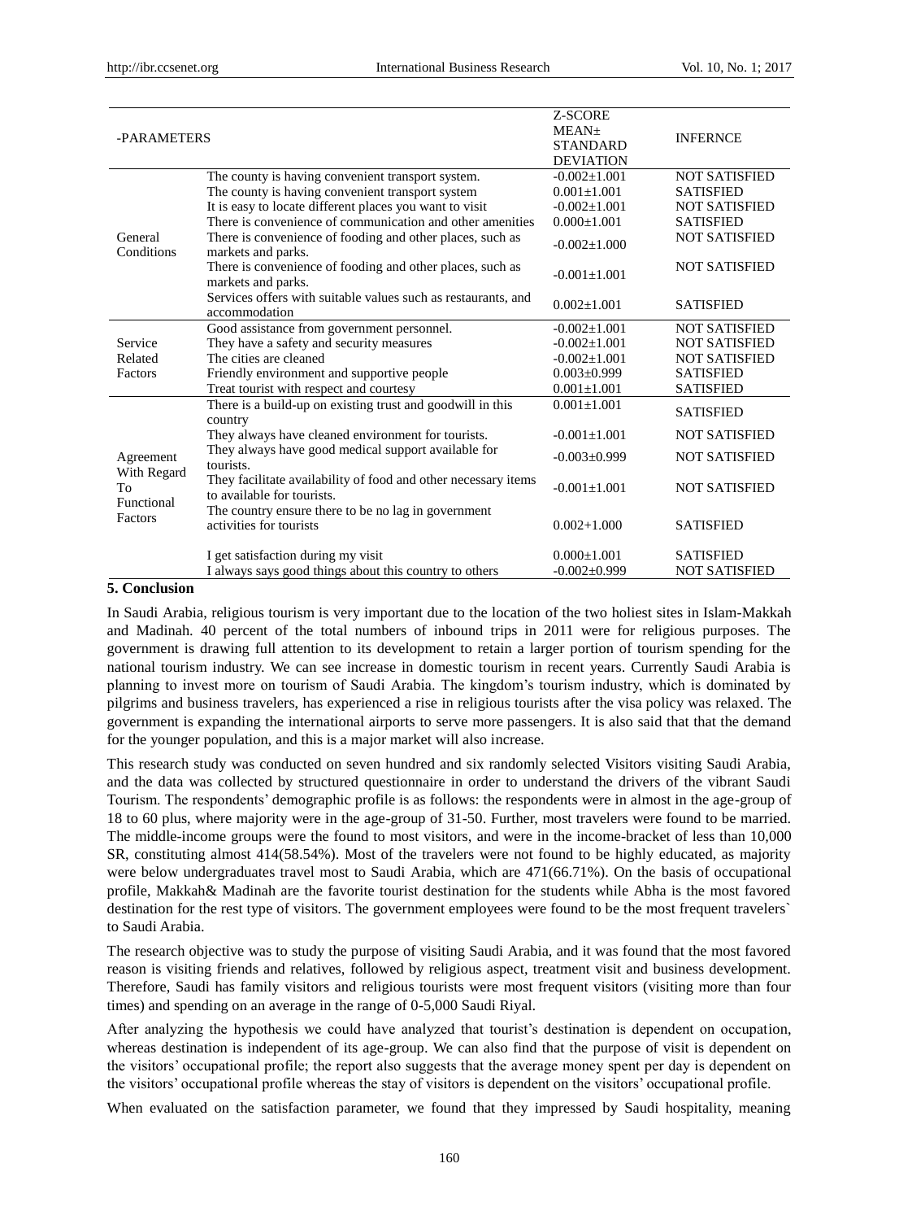| -PARAMETERS | | Z-SCORE MEAN± STANDARD DEVIATION | INFERNCE |
|---|---|---|---|
| General Conditions | The county is having convenient transport system. | -0.002±1.001 | NOT SATISFIED |
| | The county is having convenient transport system | 0.001±1.001 | SATISFIED |
| | It is easy to locate different places you want to visit | -0.002±1.001 | NOT SATISFIED |
| | There is convenience of communication and other amenities | 0.000±1.001 | SATISFIED |
| | There is convenience of fooding and other places, such as markets and parks. | -0.002±1.000 | NOT SATISFIED |
| | There is convenience of fooding and other places, such as markets and parks. | -0.001±1.001 | NOT SATISFIED |
| | Services offers with suitable values such as restaurants, and accommodation | 0.002±1.001 | SATISFIED |
| Service Related Factors | Good assistance from government personnel. | -0.002±1.001 | NOT SATISFIED |
| | They have a safety and security measures | -0.002±1.001 | NOT SATISFIED |
| | The cities are cleaned | -0.002±1.001 | NOT SATISFIED |
| | Friendly environment and supportive people | 0.003±0.999 | SATISFIED |
| | Treat tourist with respect and courtesy | 0.001±1.001 | SATISFIED |
| Agreement With Regard To Functional Factors | There is a build-up on existing trust and goodwill in this country | 0.001±1.001 | SATISFIED |
| | They always have cleaned environment for tourists. | -0.001±1.001 | NOT SATISFIED |
| | They always have good medical support available for tourists. | -0.003±0.999 | NOT SATISFIED |
| | They facilitate availability of food and other necessary items to available for tourists. | -0.001±1.001 | NOT SATISFIED |
| | The country ensure there to be no lag in government activities for tourists | 0.002+1.000 | SATISFIED |
| | I get satisfaction during my visit | 0.000±1.001 | SATISFIED |
| | I always says good things about this country to others | -0.002±0.999 | NOT SATISFIED |

## 5. Conclusion

In Saudi Arabia, religious tourism is very important due to the location of the two holiest sites in Islam-Makkah and Madinah. 40 percent of the total numbers of inbound trips in 2011 were for religious purposes. The government is drawing full attention to its development to retain a larger portion of tourism spending for the national tourism industry. We can see increase in domestic tourism in recent years. Currently Saudi Arabia is planning to invest more on tourism of Saudi Arabia. The kingdom's tourism industry, which is dominated by pilgrims and business travelers, has experienced a rise in religious tourists after the visa policy was relaxed. The government is expanding the international airports to serve more passengers. It is also said that that the demand for the younger population, and this is a major market will also increase.

This research study was conducted on seven hundred and six randomly selected Visitors visiting Saudi Arabia, and the data was collected by structured questionnaire in order to understand the drivers of the vibrant Saudi Tourism. The respondents' demographic profile is as follows: the respondents were in almost in the age-group of 18 to 60 plus, where majority were in the age-group of 31-50. Further, most travelers were found to be married. The middle-income groups were the found to most visitors, and were in the income-bracket of less than 10,000 SR, constituting almost 414(58.54%). Most of the travelers were not found to be highly educated, as majority were below undergraduates travel most to Saudi Arabia, which are 471(66.71%). On the basis of occupational profile, Makkah& Madinah are the favorite tourist destination for the students while Abha is the most favored destination for the rest type of visitors. The government employees were found to be the most frequent travelers` to Saudi Arabia.

The research objective was to study the purpose of visiting Saudi Arabia, and it was found that the most favored reason is visiting friends and relatives, followed by religious aspect, treatment visit and business development. Therefore, Saudi has family visitors and religious tourists were most frequent visitors (visiting more than four times) and spending on an average in the range of 0-5,000 Saudi Riyal.

After analyzing the hypothesis we could have analyzed that tourist's destination is dependent on occupation, whereas destination is independent of its age-group. We can also find that the purpose of visit is dependent on the visitors' occupational profile; the report also suggests that the average money spent per day is dependent on the visitors' occupational profile whereas the stay of visitors is dependent on the visitors' occupational profile.

When evaluated on the satisfaction parameter, we found that they impressed by Saudi hospitality, meaning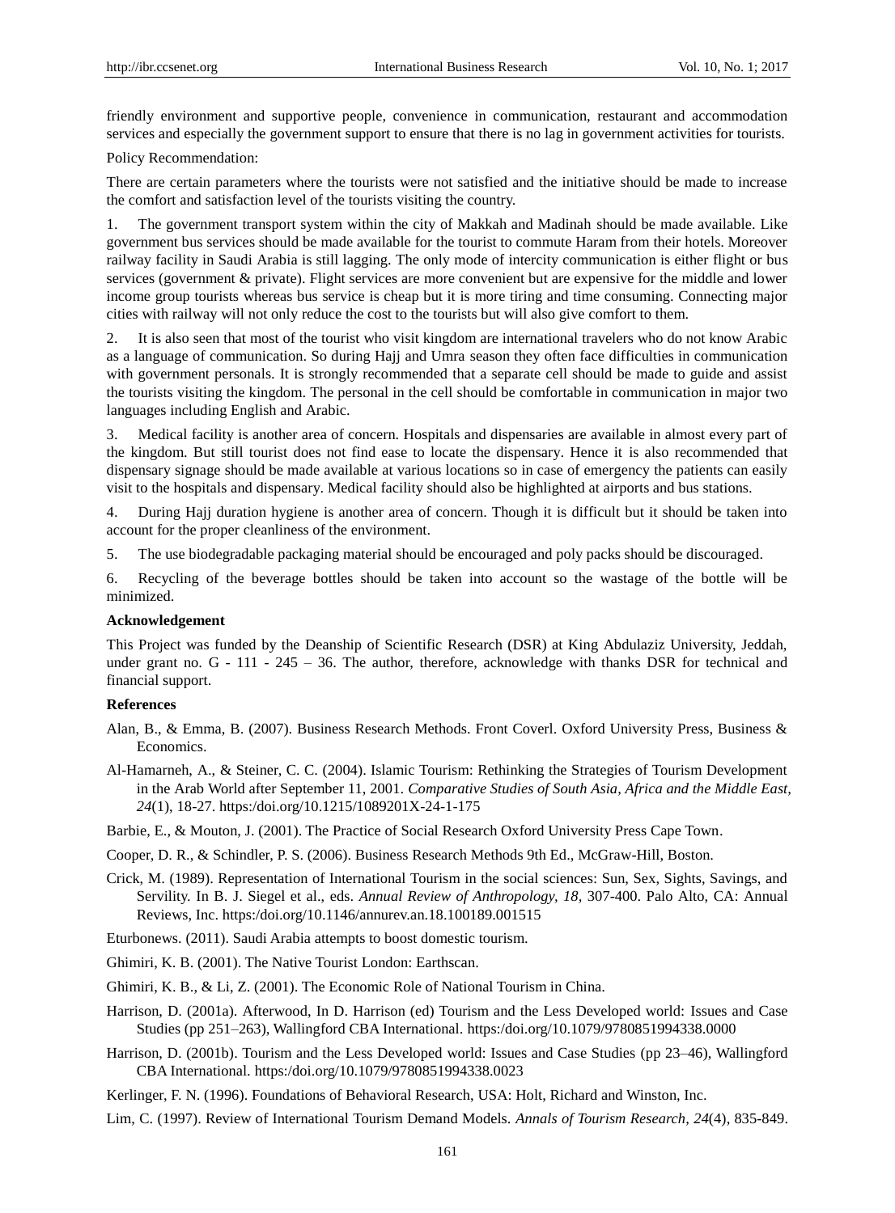friendly environment and supportive people, convenience in communication, restaurant and accommodation services and especially the government support to ensure that there is no lag in government activities for tourists.

Policy Recommendation:

There are certain parameters where the tourists were not satisfied and the initiative should be made to increase the comfort and satisfaction level of the tourists visiting the country.

1. The government transport system within the city of Makkah and Madinah should be made available. Like government bus services should be made available for the tourist to commute Haram from their hotels. Moreover railway facility in Saudi Arabia is still lagging. The only mode of intercity communication is either flight or bus services (government & private). Flight services are more convenient but are expensive for the middle and lower income group tourists whereas bus service is cheap but it is more tiring and time consuming. Connecting major cities with railway will not only reduce the cost to the tourists but will also give comfort to them.

2. It is also seen that most of the tourist who visit kingdom are international travelers who do not know Arabic as a language of communication. So during Hajj and Umra season they often face difficulties in communication with government personals. It is strongly recommended that a separate cell should be made to guide and assist the tourists visiting the kingdom. The personal in the cell should be comfortable in communication in major two languages including English and Arabic.

3. Medical facility is another area of concern. Hospitals and dispensaries are available in almost every part of the kingdom. But still tourist does not find ease to locate the dispensary. Hence it is also recommended that dispensary signage should be made available at various locations so in case of emergency the patients can easily visit to the hospitals and dispensary. Medical facility should also be highlighted at airports and bus stations.

4. During Hajj duration hygiene is another area of concern. Though it is difficult but it should be taken into account for the proper cleanliness of the environment.

5. The use biodegradable packaging material should be encouraged and poly packs should be discouraged.

6. Recycling of the beverage bottles should be taken into account so the wastage of the bottle will be minimized.

**Acknowledgement**

This Project was funded by the Deanship of Scientific Research (DSR) at King Abdulaziz University, Jeddah, under grant no. G - 111 - 245 – 36. The author, therefore, acknowledge with thanks DSR for technical and financial support.

**References**

Alan, B., & Emma, B. (2007). Business Research Methods. Front Coverl. Oxford University Press, Business & Economics.

Al-Hamarneh, A., & Steiner, C. C. (2004). Islamic Tourism: Rethinking the Strategies of Tourism Development in the Arab World after September 11, 2001. *Comparative Studies of South Asia, Africa and the Middle East, 24*(1), 18-27. https:/doi.org/10.1215/1089201X-24-1-175

Barbie, E., & Mouton, J. (2001). The Practice of Social Research Oxford University Press Cape Town.

Cooper, D. R., & Schindler, P. S. (2006). Business Research Methods 9th Ed., McGraw-Hill, Boston.

Crick, M. (1989). Representation of International Tourism in the social sciences: Sun, Sex, Sights, Savings, and Servility. In B. J. Siegel et al., eds. *Annual Review of Anthropology, 18*, 307-400. Palo Alto, CA: Annual Reviews, Inc. https:/doi.org/10.1146/annurev.an.18.100189.001515

Eturbonews. (2011). Saudi Arabia attempts to boost domestic tourism.

Ghimiri, K. B. (2001). The Native Tourist London: Earthscan.

Ghimiri, K. B., & Li, Z. (2001). The Economic Role of National Tourism in China.

Harrison, D. (2001a). Afterwood, In D. Harrison (ed) Tourism and the Less Developed world: Issues and Case Studies (pp 251–263), Wallingford CBA International. https:/doi.org/10.1079/9780851994338.0000

Harrison, D. (2001b). Tourism and the Less Developed world: Issues and Case Studies (pp 23–46), Wallingford CBA International. https:/doi.org/10.1079/9780851994338.0023

Kerlinger, F. N. (1996). Foundations of Behavioral Research, USA: Holt, Richard and Winston, Inc.

Lim, C. (1997). Review of International Tourism Demand Models. *Annals of Tourism Research, 24*(4), 835-849.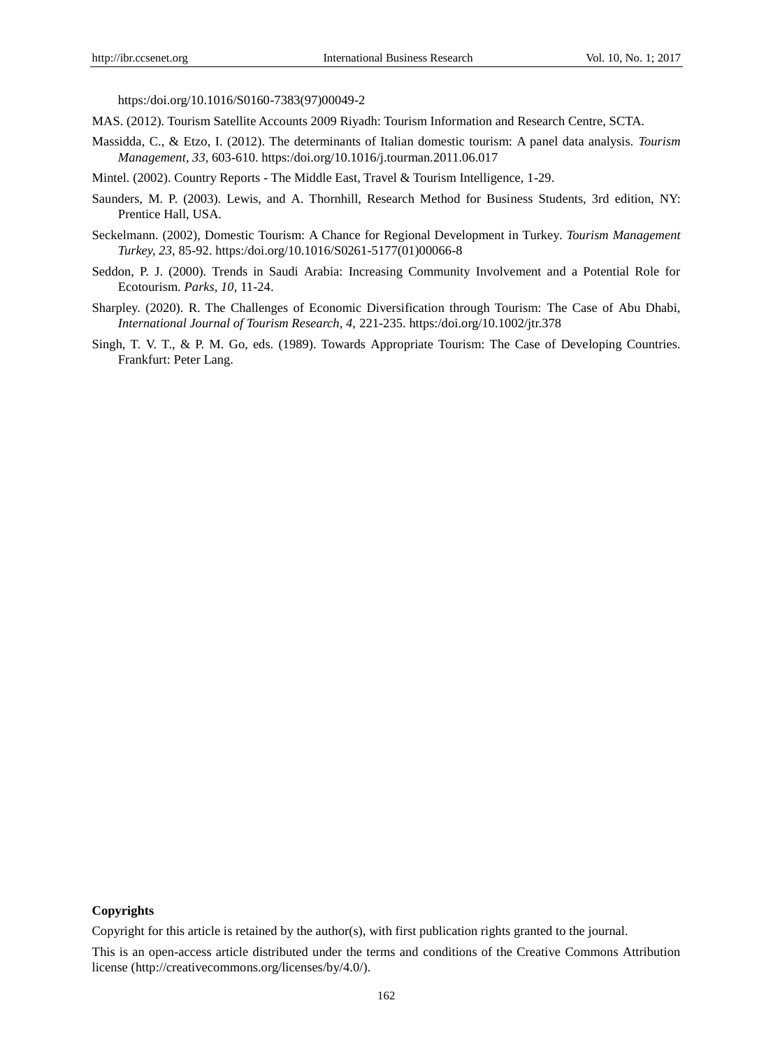https:/doi.org/10.1016/S0160-7383(97)00049-2

MAS. (2012). Tourism Satellite Accounts 2009 Riyadh: Tourism Information and Research Centre, SCTA.

Massidda, C., & Etzo, I. (2012). The determinants of Italian domestic tourism: A panel data analysis. *Tourism Management, 33,* 603-610. https:/doi.org/10.1016/j.tourman.2011.06.017

Mintel. (2002). Country Reports - The Middle East, Travel & Tourism Intelligence, 1-29.

Saunders, M. P. (2003). Lewis, and A. Thornhill, Research Method for Business Students, 3rd edition, NY: Prentice Hall, USA.

Seckelmann. (2002), Domestic Tourism: A Chance for Regional Development in Turkey. *Tourism Management Turkey, 23,* 85-92. https:/doi.org/10.1016/S0261-5177(01)00066-8

Seddon, P. J. (2000). Trends in Saudi Arabia: Increasing Community Involvement and a Potential Role for Ecotourism. *Parks, 10,* 11-24.

Sharpley. (2020). R. The Challenges of Economic Diversification through Tourism: The Case of Abu Dhabi, *International Journal of Tourism Research, 4,* 221-235. https:/doi.org/10.1002/jtr.378

Singh, T. V. T., & P. M. Go, eds. (1989). Towards Appropriate Tourism: The Case of Developing Countries. Frankfurt: Peter Lang.

**Copyrights**

Copyright for this article is retained by the author(s), with first publication rights granted to the journal.

This is an open-access article distributed under the terms and conditions of the Creative Commons Attribution license (http://creativecommons.org/licenses/by/4.0/).